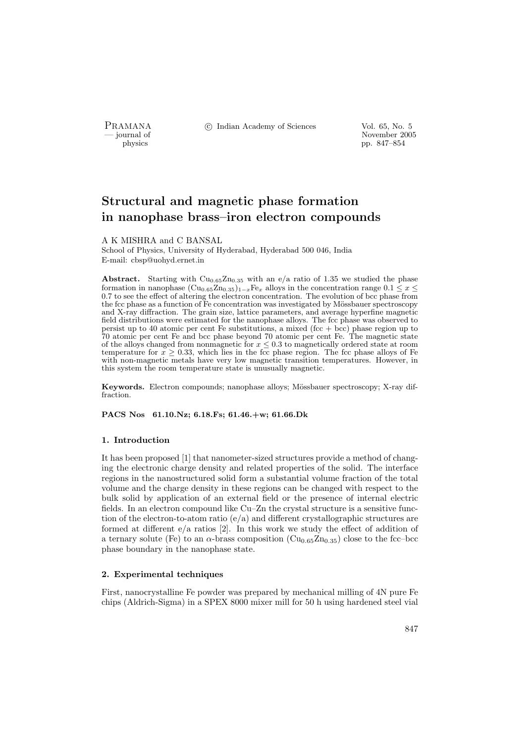# Structural and magnetic phase formation in nanophase brass–iron electron compounds

A K MISHRA and C BANSAL

School of Physics, University of Hyderabad, Hyderabad 500 046, India

E-mail: cbsp@uohyd.ernet.in

**Abstract.** Starting with $Cu_{0.65}Zn_{0.35}$ with an e/a ratio of 1.35 we studied the phase formation in nanophase $(Cu_{0.65}Zn_{0.35})_{1-x}Fe_x$ alloys in the concentration range $0.1 \leq x \leq 0.7$ to see the effect of altering the electron concentration. The evolution of bcc phase from the fcc phase as a function of Fe concentration was investigated by Mössbauer spectroscopy and X-ray diffraction. The grain size, lattice parameters, and average hyperfine magnetic field distributions were estimated for the nanophase alloys. The fcc phase was observed to persist up to 40 atomic per cent Fe substitutions, a mixed (fcc + bcc) phase region up to 70 atomic per cent Fe and bcc phase beyond 70 atomic per cent Fe. The magnetic state of the alloys changed from nonmagnetic for $x \leq 0.3$ to magnetically ordered state at room temperature for $x \geq 0.33$, which lies in the fcc phase region. The fcc phase alloys of Fe with non-magnetic metals have very low magnetic transition temperatures. However, in this system the room temperature state is unusually magnetic.

**Keywords.** Electron compounds; nanophase alloys; Mössbauer spectroscopy; X-ray diffraction.

**PACS Nos** **61.10.Nz; 6.18.Fs; 61.46.+w; 61.66.Dk**

## 1. Introduction

It has been proposed [1] that nanometer-sized structures provide a method of changing the electronic charge density and related properties of the solid. The interface regions in the nanostructured solid form a substantial volume fraction of the total volume and the charge density in these regions can be changed with respect to the bulk solid by application of an external field or the presence of internal electric fields. In an electron compound like Cu–Zn the crystal structure is a sensitive function of the electron-to-atom ratio (e/a) and different crystallographic structures are formed at different e/a ratios [2]. In this work we study the effect of addition of a ternary solute (Fe) to an $\alpha$-brass composition ($Cu_{0.65}Zn_{0.35}$) close to the fcc–bcc phase boundary in the nanophase state.

## 2. Experimental techniques

First, nanocrystalline Fe powder was prepared by mechanical milling of 4N pure Fe chips (Aldrich-Sigma) in a SPEX 8000 mixer mill for 50 h using hardened steel vial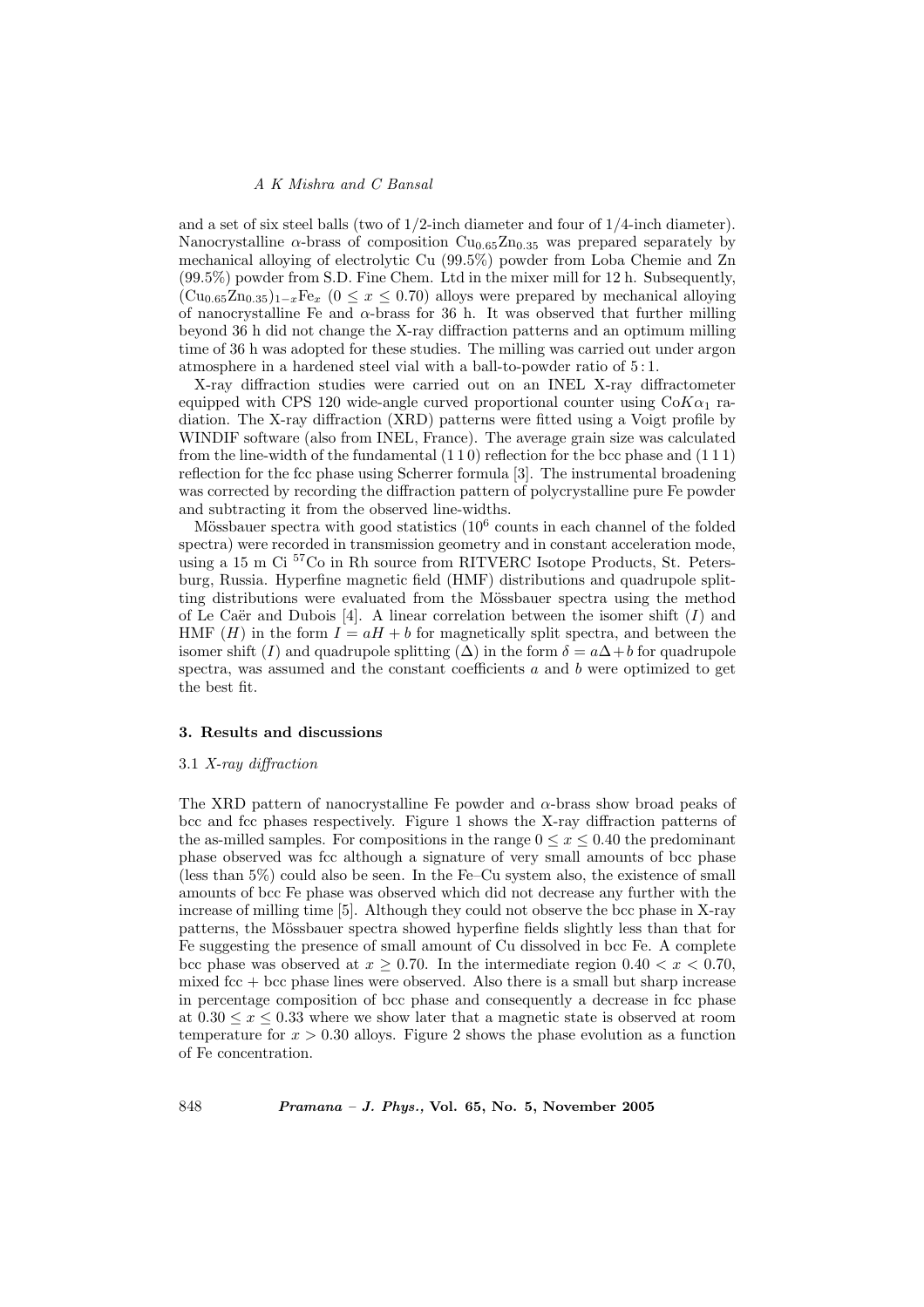and a set of six steel balls (two of 1/2-inch diameter and four of 1/4-inch diameter). Nanocrystalline $\alpha$-brass of composition $Cu_{0.65}Zn_{0.35}$ was prepared separately by mechanical alloying of electrolytic Cu (99.5%) powder from Loba Chemie and Zn (99.5%) powder from S.D. Fine Chem. Ltd in the mixer mill for 12 h. Subsequently, $(Cu_{0.65}Zn_{0.35})_{1-x}Fe_x$ ($0 \leq x \leq 0.70$) alloys were prepared by mechanical alloying of nanocrystalline Fe and $\alpha$-brass for 36 h. It was observed that further milling beyond 36 h did not change the X-ray diffraction patterns and an optimum milling time of 36 h was adopted for these studies. The milling was carried out under argon atmosphere in a hardened steel vial with a ball-to-powder ratio of 5 : 1.

X-ray diffraction studies were carried out on an INEL X-ray diffractometer equipped with CPS 120 wide-angle curved proportional counter using Co$K\alpha_1$ radiation. The X-ray diffraction (XRD) patterns were fitted using a Voigt profile by WINDIF software (also from INEL, France). The average grain size was calculated from the line-width of the fundamental (1 1 0) reflection for the bcc phase and (1 1 1) reflection for the fcc phase using Scherrer formula [3]. The instrumental broadening was corrected by recording the diffraction pattern of polycrystalline pure Fe powder and subtracting it from the observed line-widths.

Mössbauer spectra with good statistics ($10^6$ counts in each channel of the folded spectra) were recorded in transmission geometry and in constant acceleration mode, using a 15 m Ci $^{57}$Co in Rh source from RITVERC Isotope Products, St. Petersburg, Russia. Hyperfine magnetic field (HMF) distributions and quadrupole splitting distributions were evaluated from the Mössbauer spectra using the method of Le Caër and Dubois [4]. A linear correlation between the isomer shift ($I$) and HMF ($H$) in the form $I = aH + b$ for magnetically split spectra, and between the isomer shift ($I$) and quadrupole splitting ($\Delta$) in the form $\delta = a\Delta + b$ for quadrupole spectra, was assumed and the constant coefficients $a$ and $b$ were optimized to get the best fit.

## 3. Results and discussions

### 3.1 *X-ray diffraction*

The XRD pattern of nanocrystalline Fe powder and $\alpha$-brass show broad peaks of bcc and fcc phases respectively. Figure 1 shows the X-ray diffraction patterns of the as-milled samples. For compositions in the range $0 \leq x \leq 0.40$ the predominant phase observed was fcc although a signature of very small amounts of bcc phase (less than 5%) could also be seen. In the Fe–Cu system also, the existence of small amounts of bcc Fe phase was observed which did not decrease any further with the increase of milling time [5]. Although they could not observe the bcc phase in X-ray patterns, the Mössbauer spectra showed hyperfine fields slightly less than that for Fe suggesting the presence of small amount of Cu dissolved in bcc Fe. A complete bcc phase was observed at $x \geq 0.70$. In the intermediate region $0.40 < x < 0.70$, mixed fcc + bcc phase lines were observed. Also there is a small but sharp increase in percentage composition of bcc phase and consequently a decrease in fcc phase at $0.30 \leq x \leq 0.33$ where we show later that a magnetic state is observed at room temperature for $x > 0.30$ alloys. Figure 2 shows the phase evolution as a function of Fe concentration.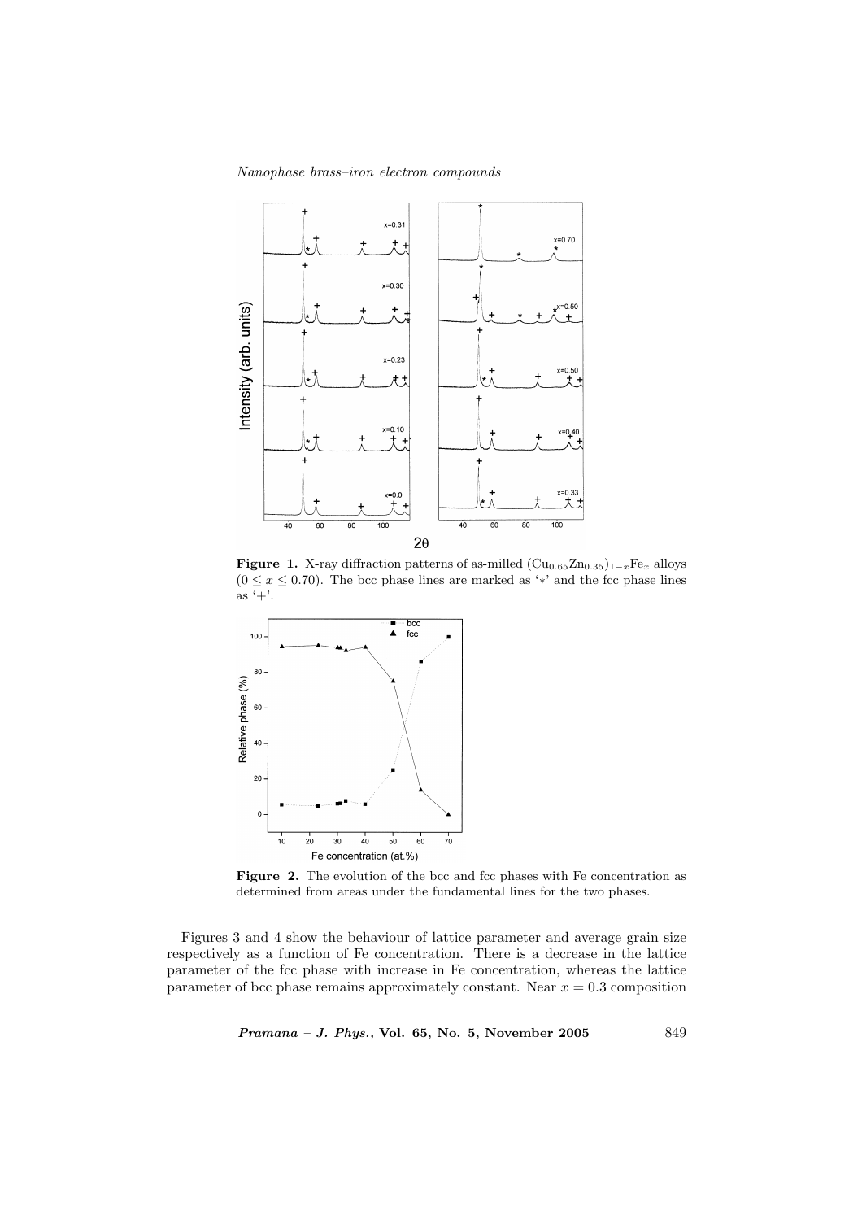**Figure 1.** X-ray diffraction patterns of as-milled $(Cu_{0.65}Zn_{0.35})_{1-x}Fe_x$ alloys ($0 \le x \le 0.70$). The bcc phase lines are marked as '$*$' and the fcc phase lines as '$+$'.

**Figure 2.** The evolution of the bcc and fcc phases with Fe concentration as determined from areas under the fundamental lines for the two phases.

Figures 3 and 4 show the behaviour of lattice parameter and average grain size respectively as a function of Fe concentration. There is a decrease in the lattice parameter of the fcc phase with increase in Fe concentration, whereas the lattice parameter of bcc phase remains approximately constant. Near $x = 0.3$ composition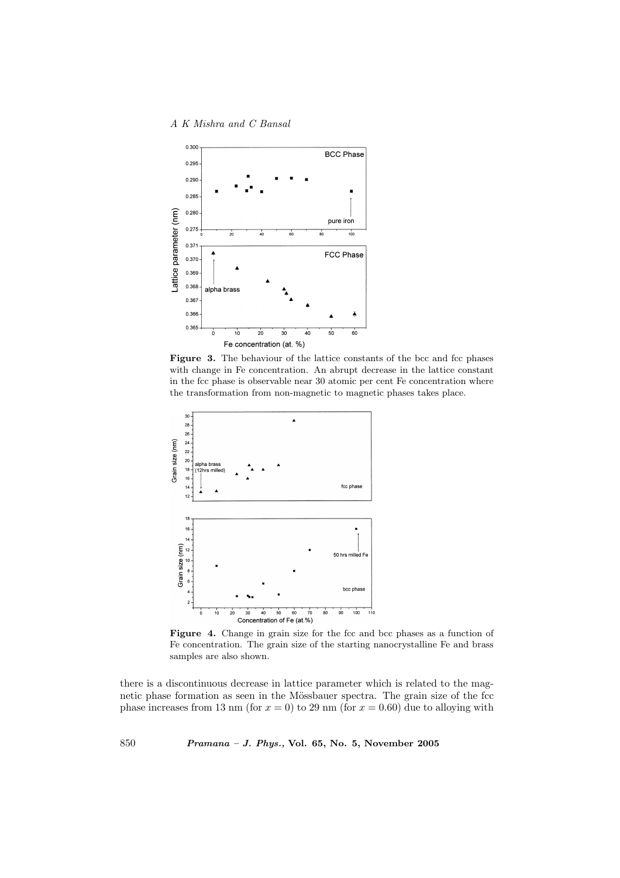**Figure 3.** The behaviour of the lattice constants of the bcc and fcc phases with change in Fe concentration. An abrupt decrease in the lattice constant in the fcc phase is observable near 30 atomic per cent Fe concentration where the transformation from non-magnetic to magnetic phases takes place.

**Figure 4.** Change in grain size for the fcc and bcc phases as a function of Fe concentration. The grain size of the starting nanocrystalline Fe and brass samples are also shown.

there is a discontinuous decrease in lattice parameter which is related to the magnetic phase formation as seen in the Mössbauer spectra. The grain size of the fcc phase increases from 13 nm (for $x = 0$) to 29 nm (for $x = 0.60$) due to alloying with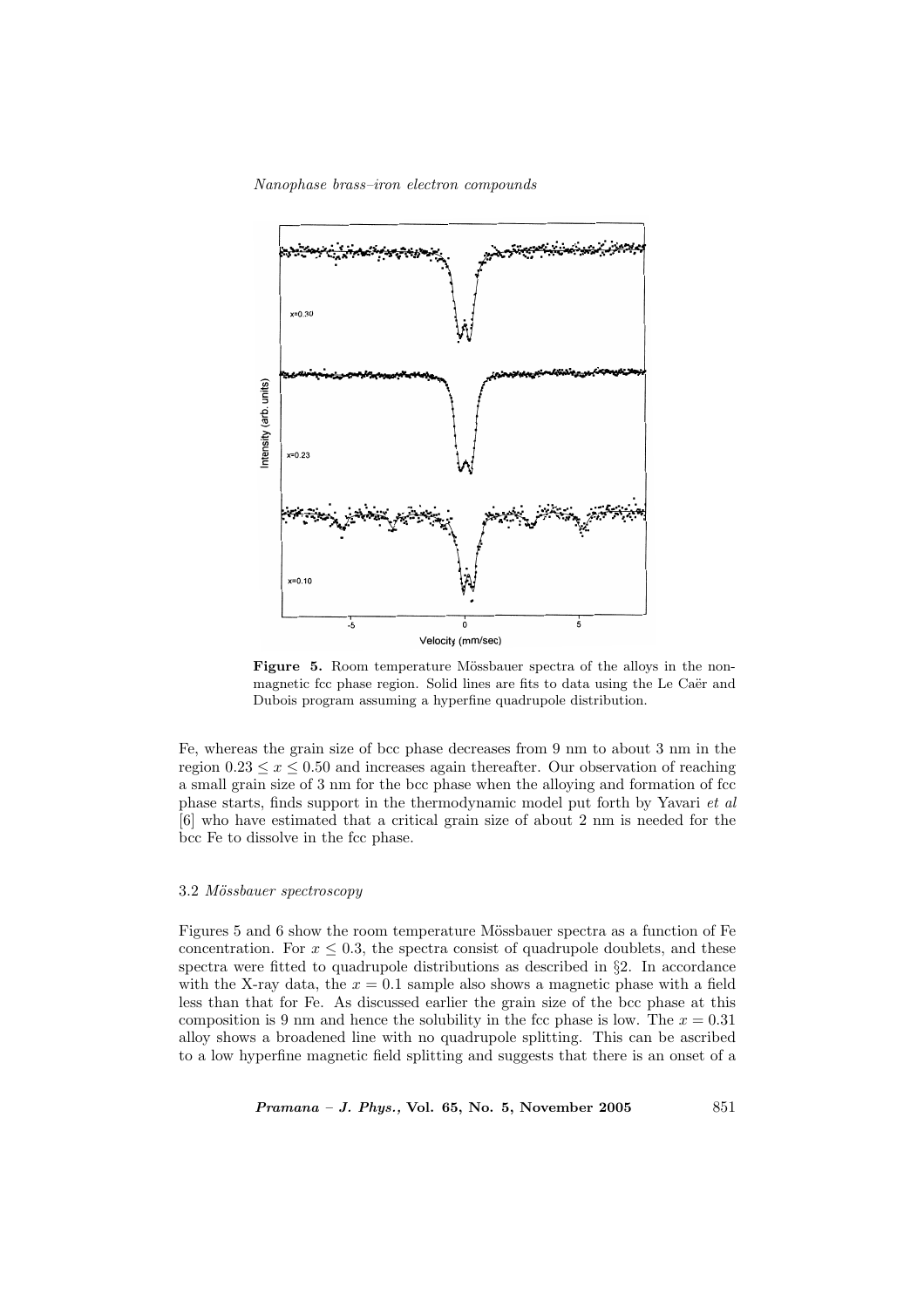Figure 5. Room temperature Mössbauer spectra of the alloys in the non-magnetic fcc phase region. Solid lines are fits to data using the Le Caër and Dubois program assuming a hyperfine quadrupole distribution.

Fe, whereas the grain size of bcc phase decreases from 9 nm to about 3 nm in the region $0.23 \leq x \leq 0.50$ and increases again thereafter. Our observation of reaching a small grain size of 3 nm for the bcc phase when the alloying and formation of fcc phase starts, finds support in the thermodynamic model put forth by Yavari *et al* [6] who have estimated that a critical grain size of about 2 nm is needed for the bcc Fe to dissolve in the fcc phase.

### 3.2 *Mössbauer spectroscopy*

Figures 5 and 6 show the room temperature Mössbauer spectra as a function of Fe concentration. For $x \leq 0.3$, the spectra consist of quadrupole doublets, and these spectra were fitted to quadrupole distributions as described in §2. In accordance with the X-ray data, the $x = 0.1$ sample also shows a magnetic phase with a field less than that for Fe. As discussed earlier the grain size of the bcc phase at this composition is 9 nm and hence the solubility in the fcc phase is low. The $x = 0.31$ alloy shows a broadened line with no quadrupole splitting. This can be ascribed to a low hyperfine magnetic field splitting and suggests that there is an onset of a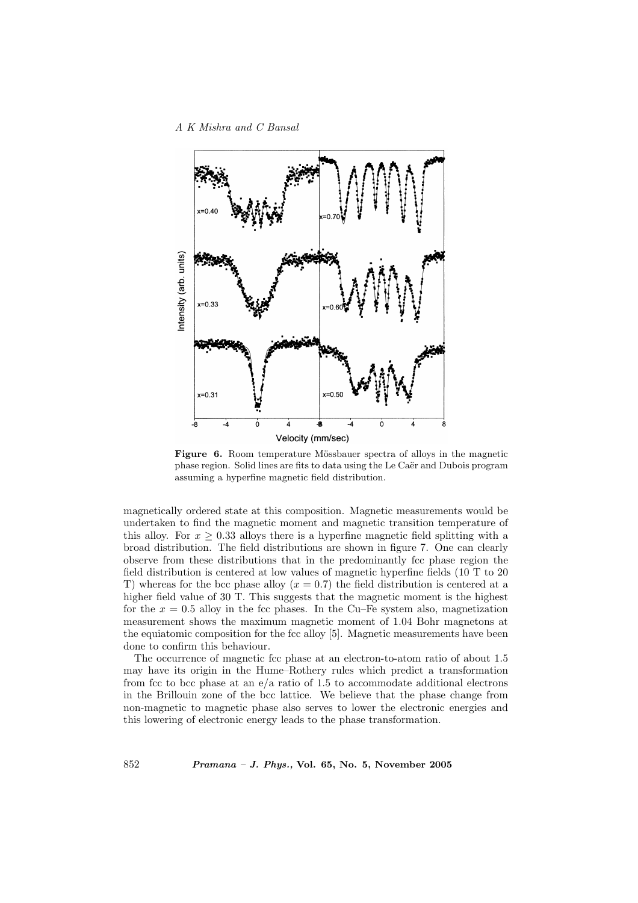Figure 6. Room temperature Mössbauer spectra of alloys in the magnetic phase region. Solid lines are fits to data using the Le Caër and Dubois program assuming a hyperfine magnetic field distribution.

magnetically ordered state at this composition. Magnetic measurements would be undertaken to find the magnetic moment and magnetic transition temperature of this alloy. For $x \geq 0.33$ alloys there is a hyperfine magnetic field splitting with a broad distribution. The field distributions are shown in figure 7. One can clearly observe from these distributions that in the predominantly fcc phase region the field distribution is centered at low values of magnetic hyperfine fields (10 T to 20 T) whereas for the bcc phase alloy ($x = 0.7$) the field distribution is centered at a higher field value of 30 T. This suggests that the magnetic moment is the highest for the $x = 0.5$ alloy in the fcc phases. In the Cu–Fe system also, magnetization measurement shows the maximum magnetic moment of 1.04 Bohr magnetons at the equiatomic composition for the fcc alloy [5]. Magnetic measurements have been done to confirm this behaviour.

The occurrence of magnetic fcc phase at an electron-to-atom ratio of about 1.5 may have its origin in the Hume–Rothery rules which predict a transformation from fcc to bcc phase at an e/a ratio of 1.5 to accommodate additional electrons in the Brillouin zone of the bcc lattice. We believe that the phase change from non-magnetic to magnetic phase also serves to lower the electronic energies and this lowering of electronic energy leads to the phase transformation.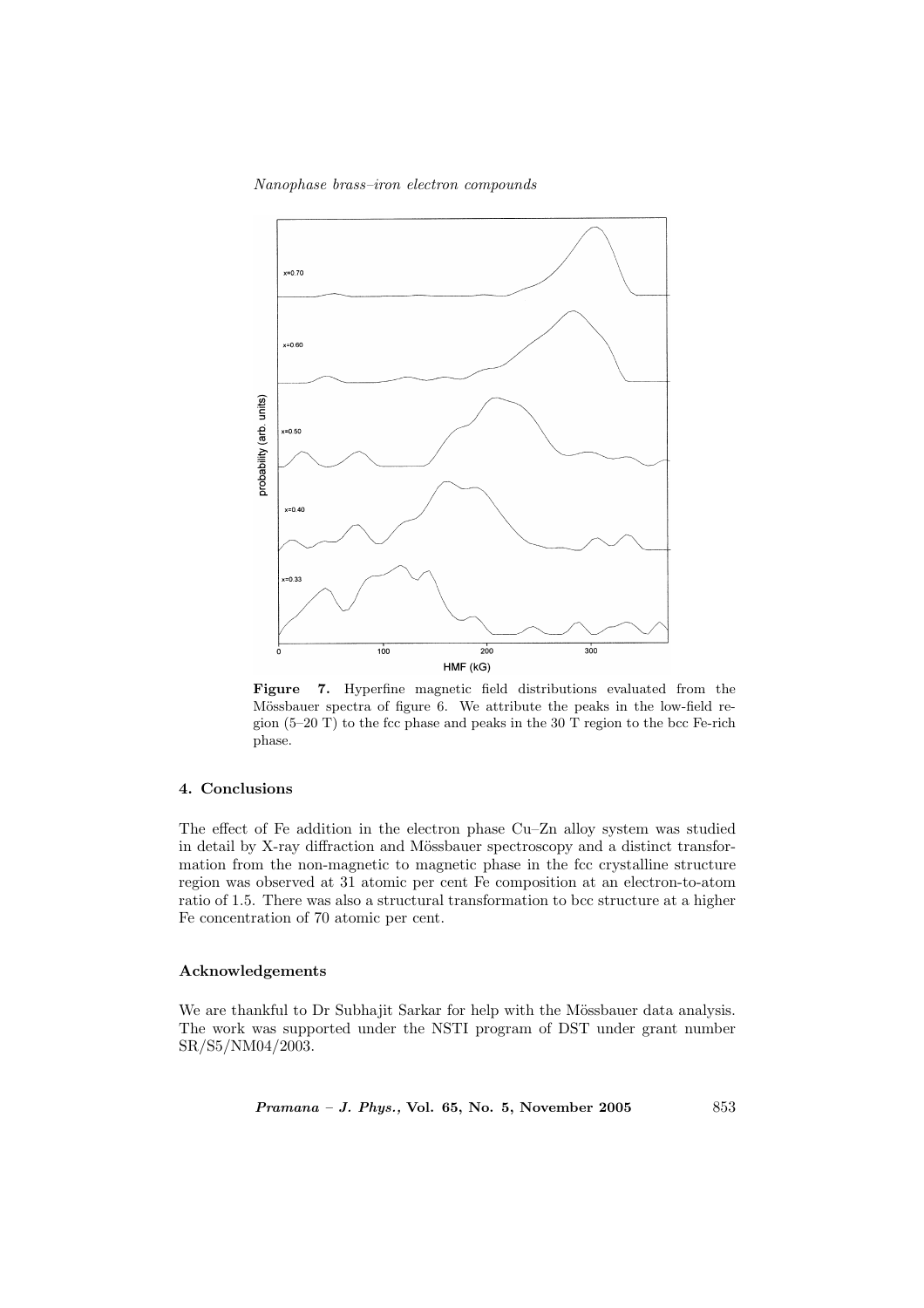**Figure 7.** Hyperfine magnetic field distributions evaluated from the Mössbauer spectra of figure 6. We attribute the peaks in the low-field region (5–20 T) to the fcc phase and peaks in the 30 T region to the bcc Fe-rich phase.

## 4. Conclusions

The effect of Fe addition in the electron phase Cu–Zn alloy system was studied in detail by X-ray diffraction and Mössbauer spectroscopy and a distinct transformation from the non-magnetic to magnetic phase in the fcc crystalline structure region was observed at 31 atomic per cent Fe composition at an electron-to-atom ratio of 1.5. There was also a structural transformation to bcc structure at a higher Fe concentration of 70 atomic per cent.

## Acknowledgements

We are thankful to Dr Subhajit Sarkar for help with the Mössbauer data analysis. The work was supported under the NSTI program of DST under grant number SR/S5/NM04/2003.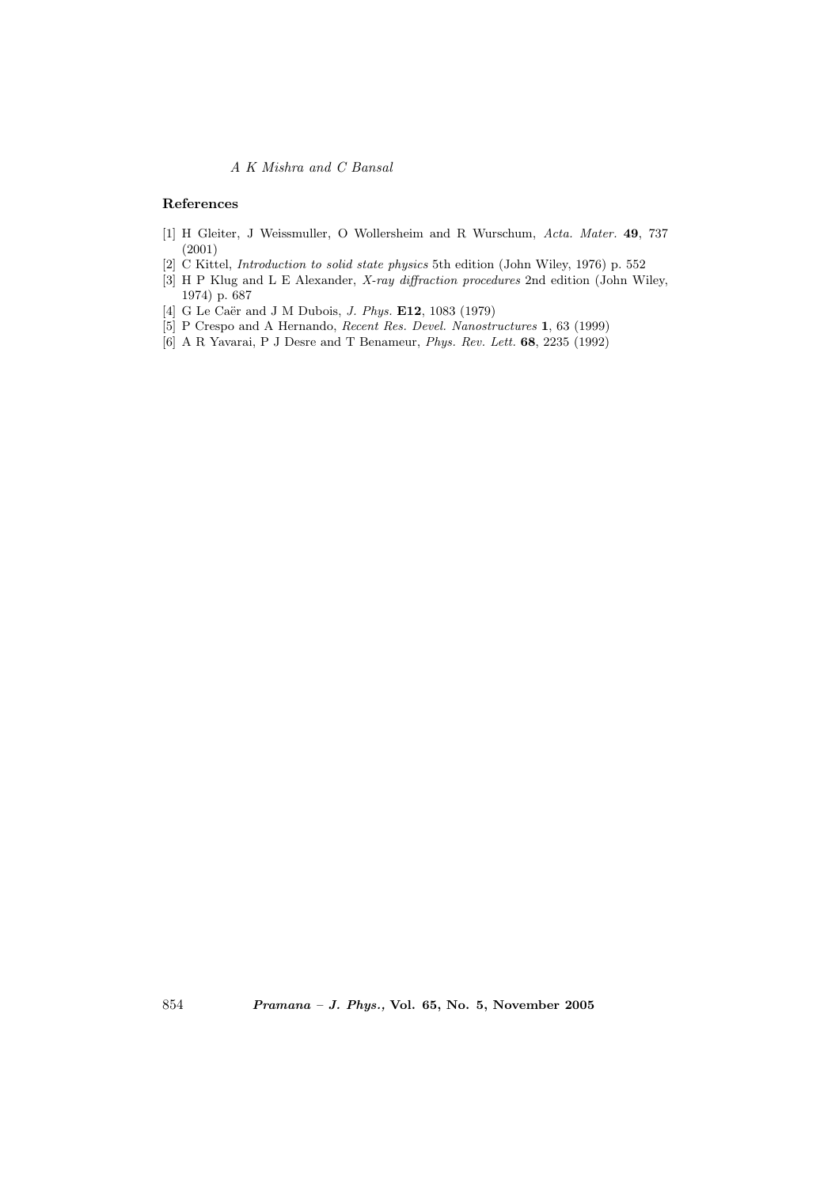## References

[1] H Gleiter, J Weissmuller, O Wollersheim and R Wurschum, *Acta. Mater.* **49**, 737 (2001)

[2] C Kittel, *Introduction to solid state physics* 5th edition (John Wiley, 1976) p. 552

[3] H P Klug and L E Alexander, *X-ray diffraction procedures* 2nd edition (John Wiley, 1974) p. 687

[4] G Le Caër and J M Dubois, *J. Phys.* **E12**, 1083 (1979)

[5] P Crespo and A Hernando, *Recent Res. Devel. Nanostructures* **1**, 63 (1999)

[6] A R Yavarai, P J Desre and T Benameur, *Phys. Rev. Lett.* **68**, 2235 (1992)